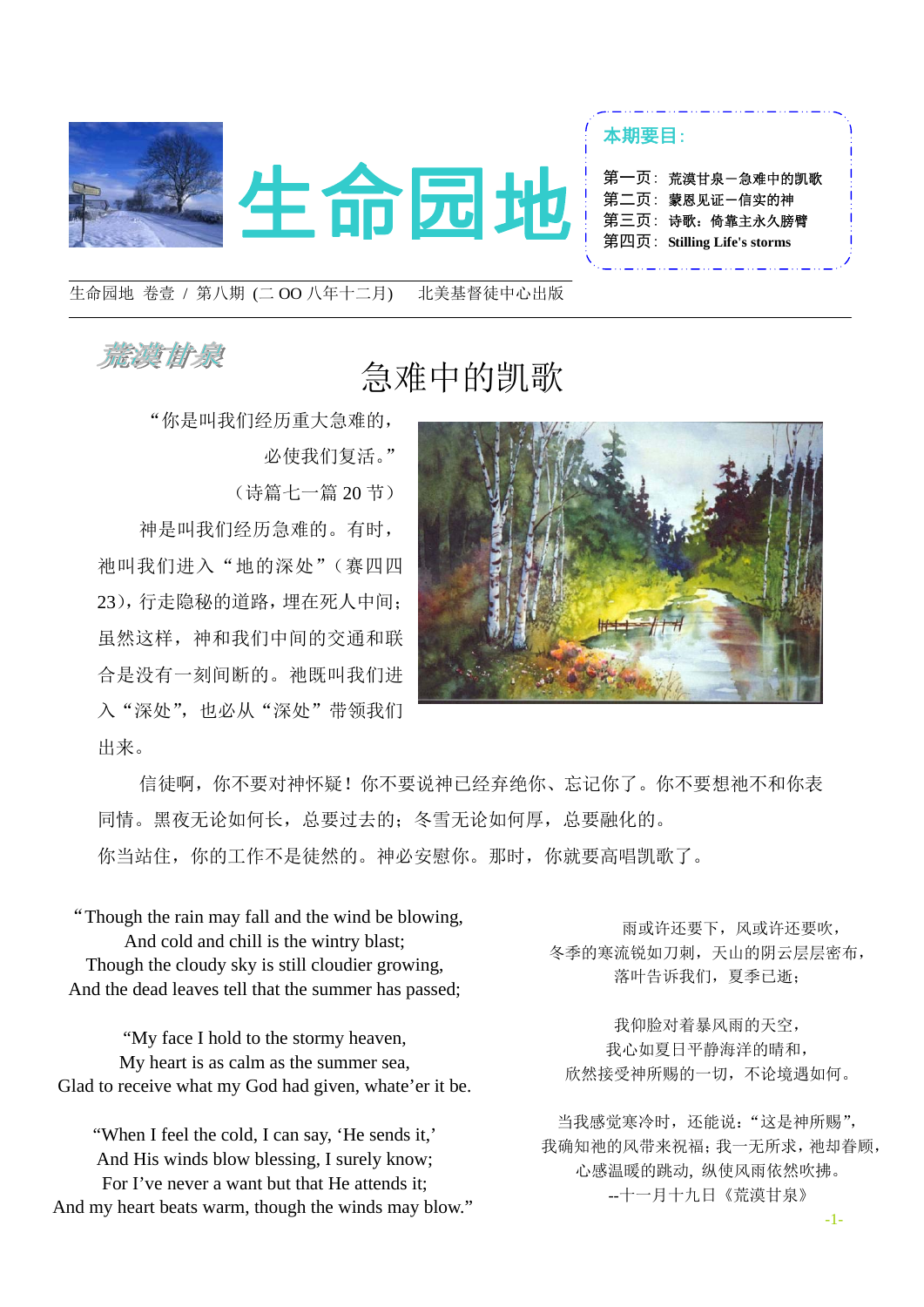# 生命园地

**本期要目:**

- 第一页: 荒漠甘泉－急难中的凯歌
- 第二页: 蒙恩见证－信实的神
- 第三页: 诗歌: 倚靠主永久膀臂
- 第四页: Stilling Life's storms

生命园地 卷壹 / 第八期 (二 OO 八年十二月) 北美基督徒中心出版

---

*荒漠甘泉*

## 急难中的凯歌

"你是叫我们经历重大急难的，

必使我们复活。"

（诗篇七一篇 20 节）

神是叫我们经历急难的。有时，祂叫我们进入"地的深处"（赛四四23），行走隐秘的道路，埋在死人中间；虽然这样，神和我们中间的交通和联合是没有一刻间断的。祂既叫我们进入"深处"，也必从"深处"带领我们出来。

信徒啊，你不要对神怀疑！你不要说神已经弃绝你、忘记你了。你不要想祂不和你表同情。黑夜无论如何长，总要过去的；冬雪无论如何厚，总要融化的。

你当站住，你的工作不是徒然的。神必安慰你。那时，你就要高唱凯歌了。

"Though the rain may fall and the wind be blowing,
And cold and chill is the wintry blast;
Though the cloudy sky is still cloudier growing,
And the dead leaves tell that the summer has passed;

"My face I hold to the stormy heaven,
My heart is as calm as the summer sea,
Glad to receive what my God had given, whate'er it be.

"When I feel the cold, I can say, 'He sends it,'
And His winds blow blessing, I surely know;
For I've never a want but that He attends it;
And my heart beats warm, though the winds may blow."

雨或许还要下，风或许还要吹，
冬季的寒流锐如刀刺，天山的阴云层层密布，
落叶告诉我们，夏季已逝；

我仰脸对着暴风雨的天空，
我心如夏日平静海洋的晴和，
欣然接受神所赐的一切，不论境遇如何。

当我感觉寒冷时，还能说："这是神所赐"，
我确知祂的风带来祝福；我一无所求，祂却眷顾，
心感温暖的跳动，纵使风雨依然吹拂。

--十一月十九日《荒漠甘泉》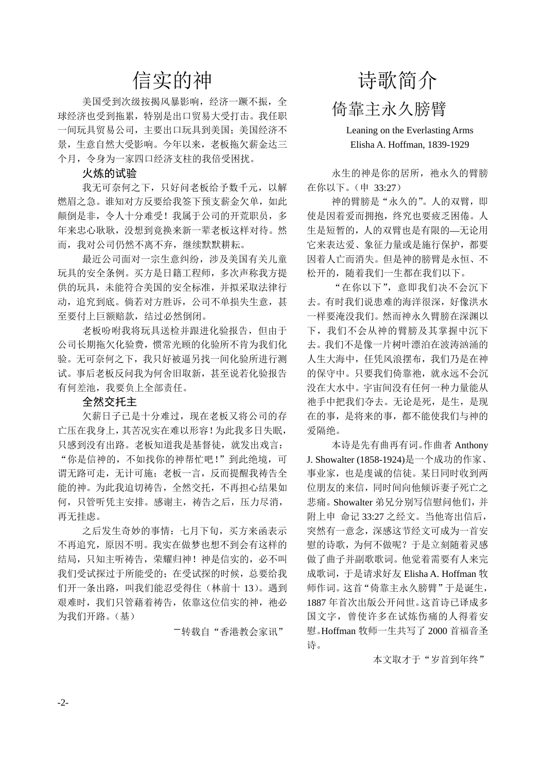# 信实的神

美国受到次级按揭风暴影响，经济一蹶不振，全球经济也受到拖累，特别是出口贸易大受打击。我任职一间玩具贸易公司，主要出口玩具到美国；美国经济不景，生意自然大受影响。今年以来，老板拖欠薪金达三个月，令身为一家四口经济支柱的我倍受困扰。

**火炼的试验**

我无可奈何之下，只好问老板给予数千元，以解燃眉之急。谁知对方反要给我签下预支薪金欠单，如此颠倒是非，令人十分难受！我属于公司的开荒职员，多年来忠心耿耿，没想到竟换来新一辈老板这样对待。然而，我对公司仍然不离不弃，继续默默耕耘。

最近公司面对一宗生意纠纷，涉及美国有关儿童玩具的安全条例。买方是日籍工程师，多次声称我方提供的玩具，未能符合美国的安全标准，并拟采取法律行动，追究到底。倘若对方胜诉，公司不单损失生意，甚至要付上巨额赔款，结过必然倒闭。

老板吩咐我将玩具送检并跟进化验报告，但由于公司长期拖欠化验费，惯常光顾的化验所不肯为我们化验。无可奈何之下，我只好被逼另找一间化验所进行测试。事后老板反问我为何舍旧取新，甚至说若化验报告有何差池，我要负上全部责任。

**全然交托主**

欠薪日子已是十分难过，现在老板又将公司的存亡压在我身上，其苦况实在难以形容！为此我多日失眠，只感到没有出路。老板知道我是基督徒，就发出戏言："你是信神的，不如找你的神帮忙吧！"到此绝境，可谓无路可走，无计可施；老板一言，反而提醒我祷告全能的神。为此我迫切祷告，全然交托，不再担心结果如何，只管听凭主安排。感谢主，祷告之后，压力尽消，再无挂虑。

之后发生奇妙的事情：七月下旬，买方来函表示不再追究，原因不明。我实在做梦也想不到会有这样的结局，只知主听祷告，荣耀归神！神是信实的，必不叫我们受试探过于所能受的；在受试探的时候，总要给我们开一条出路，叫我们能忍受得住（林前十 13）。遇到艰难时，我们只管藉着祷告，依靠这位信实的神，祂必为我们开路。（基）

ー转载自"香港教会家讯"

# 诗歌简介

## 倚靠主永久膀臂

Leaning on the Everlasting Arms
Elisha A. Hoffman, 1839-1929

永生的神是你的居所，祂永久的臂膀在你以下。（申 33:27）

神的臂膀是"永久的"。人的双臂，即使是因着爱而拥抱，终究也要疲乏困倦。人生是短暂的，人的双臂也是有限的—无论用它来表达爱、象征力量或是施行保护，都要因着人亡而消失。但是神的膀臂是永恒、不松开的，随着我们一生都在我们以下。

"在你以下"，意即我们决不会沉下去。有时我们说患难的海洋很深，好像洪水一样要淹没我们。然而神永久臂膀在深渊以下，我们不会从神的臂膀及其掌握中沉下去。我们不是像一片树叶漂泊在波涛汹涌的人生大海中，任凭风浪摆布，我们乃是在神的保守中。只要我们倚靠祂，就永远不会沉没在大水中。宇宙间没有任何一种力量能从祂手中把我们夺去。无论是死，是生，是现在的事，是将来的事，都不能使我们与神的爱隔绝。

本诗是先有曲再有词。作曲者 Anthony J. Showalter (1858-1924)是一个成功的作家、事业家，也是虔诚的信徒。某日同时收到两位朋友的来信，同时间向他倾诉妻子死亡之悲痛。Showalter 弟兄分别写信慰问他们，并附上申 命记 33:27 之经文。当他寄出信后，突然有一意念，深感这节经文可成为一首安慰的诗歌，为何不做呢？于是立刻随着灵感做了曲子并副歌歌词。他觉着需要有人来完成歌词，于是请求好友 Elisha A. Hoffman 牧师作词。这首"倚靠主永久膀臂"于是诞生，1887 年首次出版公开问世。这首诗已译成多国文字，曾使许多在试炼伤痛的人得着安慰。Hoffman 牧师一生共写了 2000 首福音圣诗。

本文取才于"岁首到年终"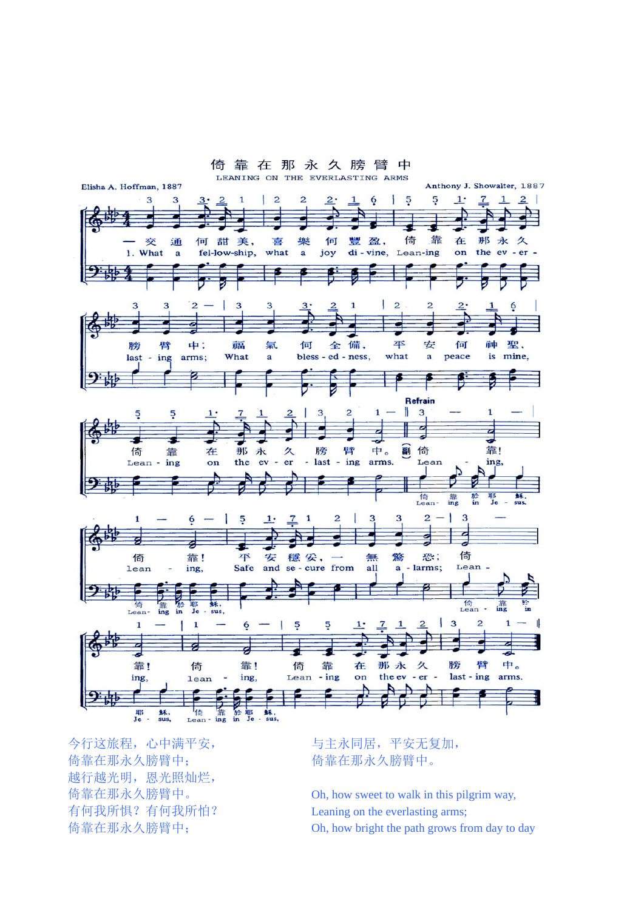# 倚靠在那永久膀臂中

LEANING ON THE EVERLASTING ARMS

Elisha A. Hoffman, 1887

Anthony J. Showalter, 1887

一交通何甜美，喜樂何豐盈，倚靠在那永久膀臂中；福氣何全備，平安何神聖，倚靠在那永久膀臂中。

1. What a fel-low-ship, what a joy di-vine, Lean-ing on the ev-er-last-ing arms; What a bless-ed-ness, what a peace is mine, Lean-ing on the ev-er-last-ing arms.

副：倚靠！倚靠！平安穩妥，一無驚恐；倚靠！倚靠！倚靠在那永久膀臂中。

Refrain: Lean-ing, lean-ing, Safe and se-cure from all a-larms; Lean-ing, lean-ing, Lean-ing on the ev-er-last-ing arms.

今行这旅程，心中满平安，
倚靠在那永久膀臂中；
越行越光明，恩光照灿烂，
倚靠在那永久膀臂中。
有何我所惧？有何我所怕？
倚靠在那永久膀臂中；
与主永同居，平安无复加，
倚靠在那永久膀臂中。

Oh, how sweet to walk in this pilgrim way,
Leaning on the everlasting arms;
Oh, how bright the path grows from day to day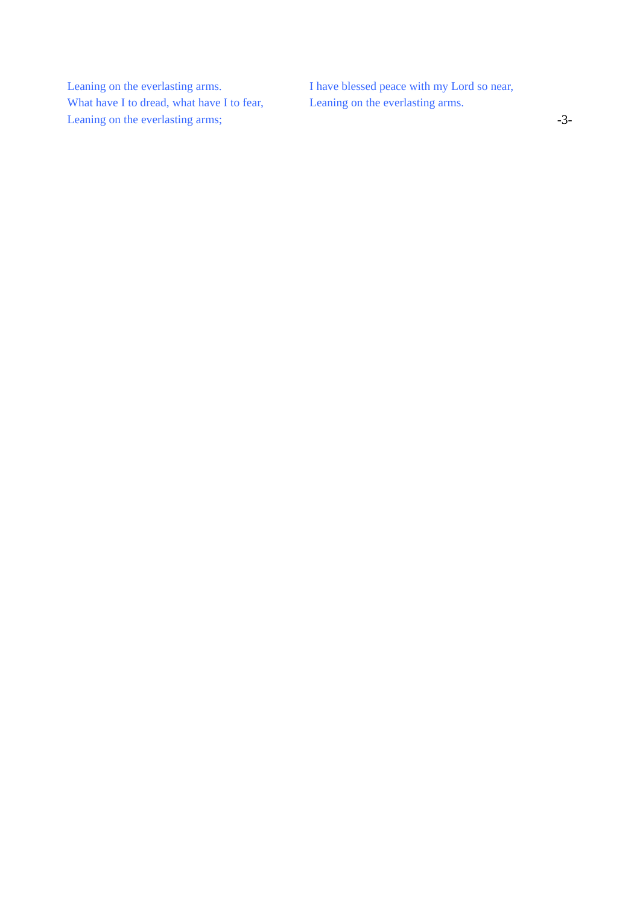Leaning on the everlasting arms.
What have I to dread, what have I to fear,
Leaning on the everlasting arms;
I have blessed peace with my Lord so near,
Leaning on the everlasting arms.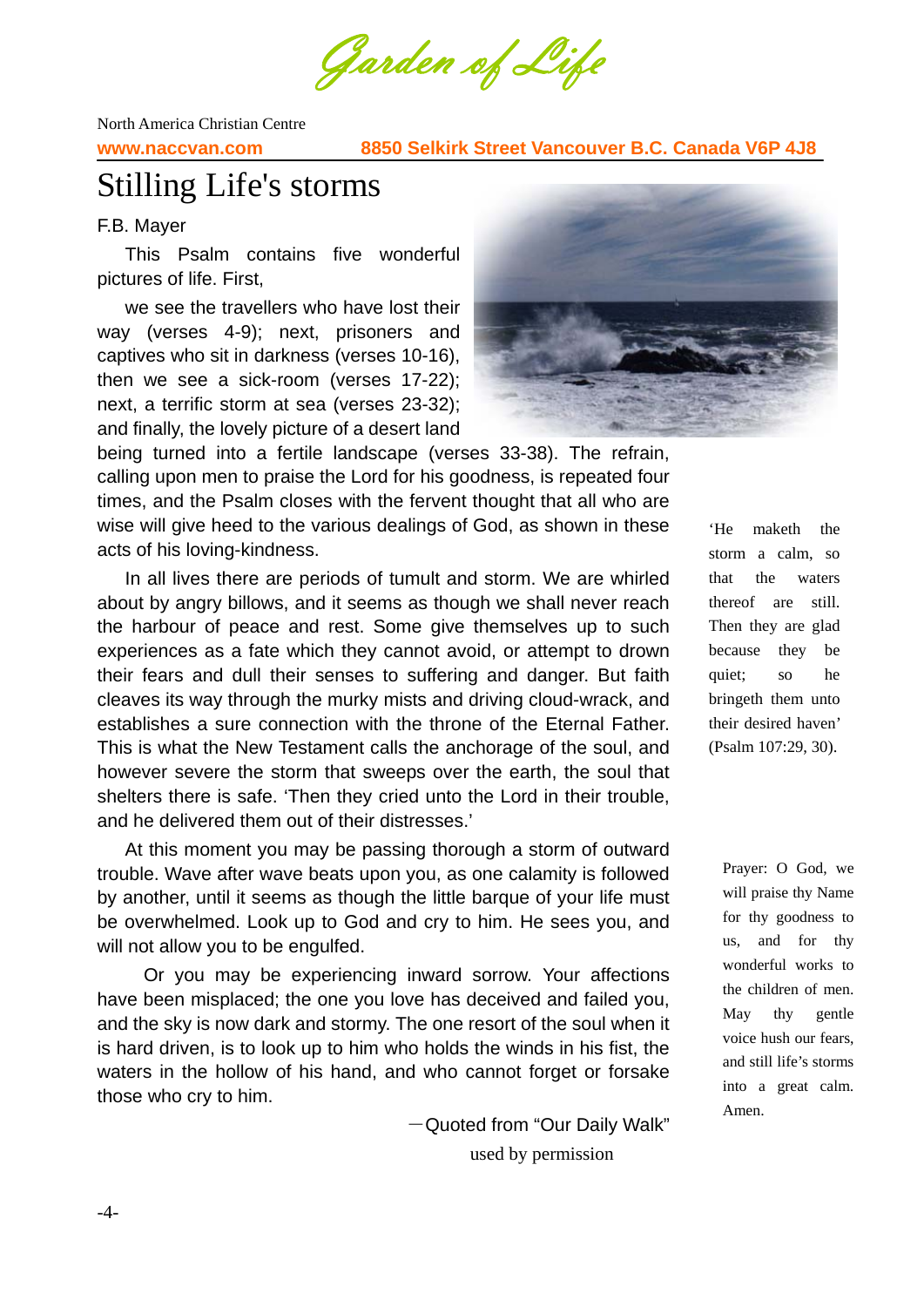Garden of Life

North America Christian Centre

www.naccvan.com 8850 Selkirk Street Vancouver B.C. Canada V6P 4J8

# Stilling Life's storms

F.B. Mayer

This Psalm contains five wonderful pictures of life. First,

we see the travellers who have lost their way (verses 4-9); next, prisoners and captives who sit in darkness (verses 10-16), then we see a sick-room (verses 17-22); next, a terrific storm at sea (verses 23-32); and finally, the lovely picture of a desert land being turned into a fertile landscape (verses 33-38). The refrain, calling upon men to praise the Lord for his goodness, is repeated four times, and the Psalm closes with the fervent thought that all who are wise will give heed to the various dealings of God, as shown in these acts of his loving-kindness.

In all lives there are periods of tumult and storm. We are whirled about by angry billows, and it seems as though we shall never reach the harbour of peace and rest. Some give themselves up to such experiences as a fate which they cannot avoid, or attempt to drown their fears and dull their senses to suffering and danger. But faith cleaves its way through the murky mists and driving cloud-wrack, and establishes a sure connection with the throne of the Eternal Father. This is what the New Testament calls the anchorage of the soul, and however severe the storm that sweeps over the earth, the soul that shelters there is safe. 'Then they cried unto the Lord in their trouble, and he delivered them out of their distresses.'

At this moment you may be passing thorough a storm of outward trouble. Wave after wave beats upon you, as one calamity is followed by another, until it seems as though the little barque of your life must be overwhelmed. Look up to God and cry to him. He sees you, and will not allow you to be engulfed.

Or you may be experiencing inward sorrow. Your affections have been misplaced; the one you love has deceived and failed you, and the sky is now dark and stormy. The one resort of the soul when it is hard driven, is to look up to him who holds the winds in his fist, the waters in the hollow of his hand, and who cannot forget or forsake those who cry to him.

—Quoted from "Our Daily Walk"

used by permission

'He maketh the storm a calm, so that the waters thereof are still. Then they are glad because they be quiet; so he bringeth them unto their desired haven' (Psalm 107:29, 30).

Prayer: O God, we will praise thy Name for thy goodness to us, and for thy wonderful works to the children of men. May thy gentle voice hush our fears, and still life's storms into a great calm. Amen.